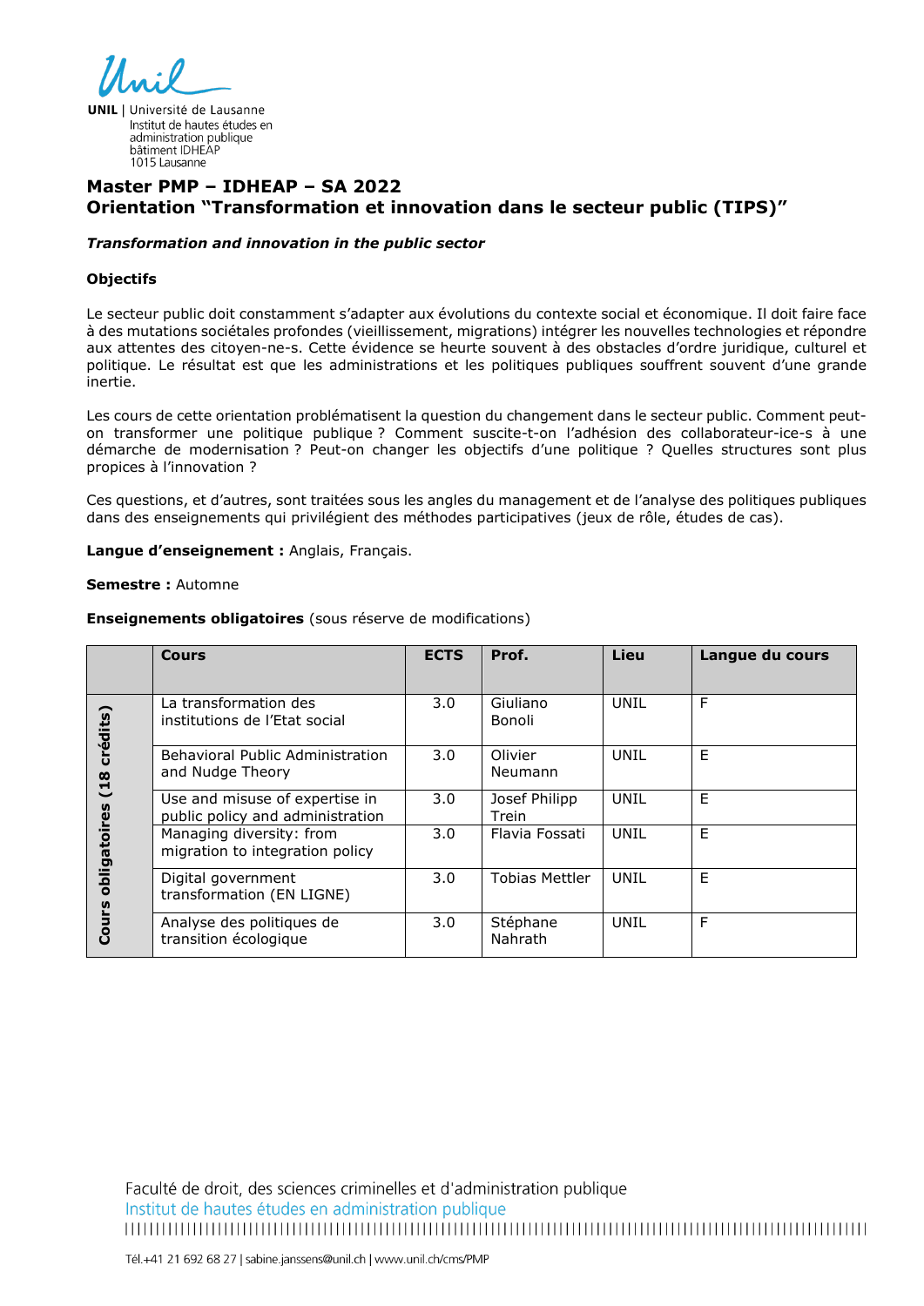UNIL | Université de Lausanne
Institut de hautes études en administration publique
bâtiment IDHEAP
1015 Lausanne

# Master PMP – IDHEAP – SA 2022
# Orientation “Transformation et innovation dans le secteur public (TIPS)”

***Transformation and innovation in the public sector***

**Objectifs**

Le secteur public doit constamment s’adapter aux évolutions du contexte social et économique. Il doit faire face à des mutations sociétales profondes (vieillissement, migrations) intégrer les nouvelles technologies et répondre aux attentes des citoyen-ne-s. Cette évidence se heurte souvent à des obstacles d’ordre juridique, culturel et politique. Le résultat est que les administrations et les politiques publiques souffrent souvent d’une grande inertie.

Les cours de cette orientation problématisent la question du changement dans le secteur public. Comment peut-on transformer une politique publique ? Comment suscite-t-on l’adhésion des collaborateur-ice-s à une démarche de modernisation ? Peut-on changer les objectifs d’une politique ? Quelles structures sont plus propices à l’innovation ?

Ces questions, et d’autres, sont traitées sous les angles du management et de l’analyse des politiques publiques dans des enseignements qui privilégient des méthodes participatives (jeux de rôle, études de cas).

**Langue d’enseignement :** Anglais, Français.

**Semestre :** Automne

**Enseignements obligatoires** (sous réserve de modifications)

| | Cours | ECTS | Prof. | Lieu | Langue du cours |
|---|---|---|---|---|---|
| Cours obligatoires (18 crédits) | La transformation des institutions de l’Etat social | 3.0 | Giuliano Bonoli | UNIL | F |
| | Behavioral Public Administration and Nudge Theory | 3.0 | Olivier Neumann | UNIL | E |
| | Use and misuse of expertise in public policy and administration | 3.0 | Josef Philipp Trein | UNIL | E |
| | Managing diversity: from migration to integration policy | 3.0 | Flavia Fossati | UNIL | E |
| | Digital government transformation (EN LIGNE) | 3.0 | Tobias Mettler | UNIL | E |
| | Analyse des politiques de transition écologique | 3.0 | Stéphane Nahrath | UNIL | F |

Faculté de droit, des sciences criminelles et d'administration publique
Institut de hautes études en administration publique

Tél.+41 21 692 68 27 | sabine.janssens@unil.ch | www.unil.ch/cms/PMP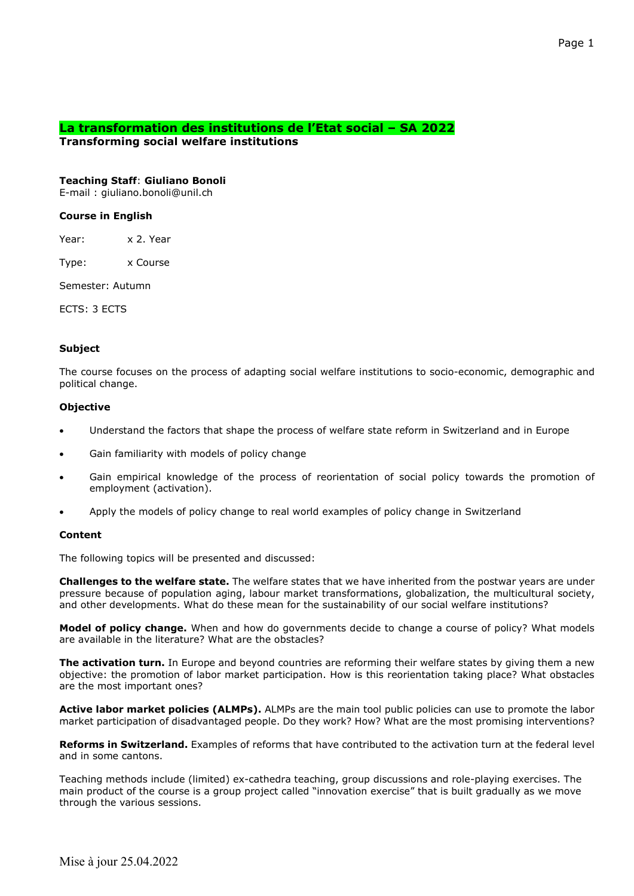## La transformation des institutions de l'Etat social – SA 2022
**Transforming social welfare institutions**

**Teaching Staff**: **Giuliano Bonoli**
E-mail : giuliano.bonoli@unil.ch

**Course in English**

Year: x 2. Year

Type: x Course

Semester: Autumn

ECTS: 3 ECTS

**Subject**

The course focuses on the process of adapting social welfare institutions to socio-economic, demographic and political change.

**Objective**

- Understand the factors that shape the process of welfare state reform in Switzerland and in Europe
- Gain familiarity with models of policy change
- Gain empirical knowledge of the process of reorientation of social policy towards the promotion of employment (activation).
- Apply the models of policy change to real world examples of policy change in Switzerland

**Content**

The following topics will be presented and discussed:

**Challenges to the welfare state.** The welfare states that we have inherited from the postwar years are under pressure because of population aging, labour market transformations, globalization, the multicultural society, and other developments. What do these mean for the sustainability of our social welfare institutions?

**Model of policy change.** When and how do governments decide to change a course of policy? What models are available in the literature? What are the obstacles?

**The activation turn.** In Europe and beyond countries are reforming their welfare states by giving them a new objective: the promotion of labor market participation. How is this reorientation taking place? What obstacles are the most important ones?

**Active labor market policies (ALMPs).** ALMPs are the main tool public policies can use to promote the labor market participation of disadvantaged people. Do they work? How? What are the most promising interventions?

**Reforms in Switzerland.** Examples of reforms that have contributed to the activation turn at the federal level and in some cantons.

Teaching methods include (limited) ex-cathedra teaching, group discussions and role-playing exercises. The main product of the course is a group project called "innovation exercise" that is built gradually as we move through the various sessions.

Mise à jour 25.04.2022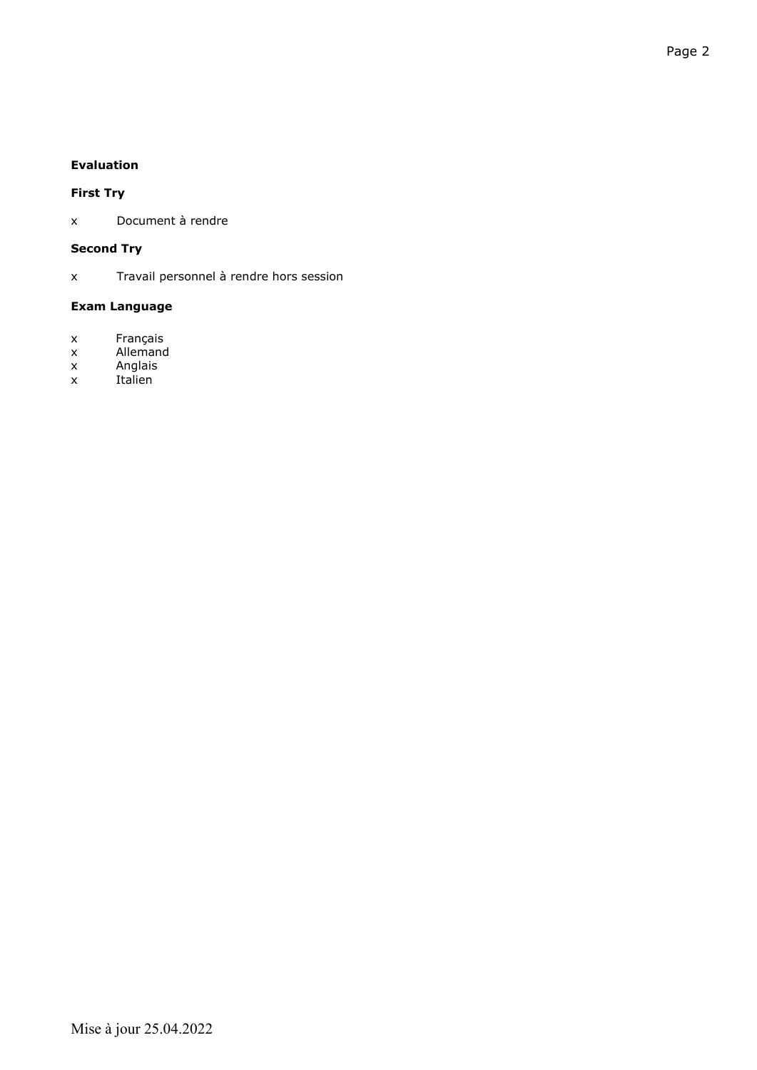**Evaluation**

**First Try**

x Document à rendre

**Second Try**

x Travail personnel à rendre hors session

**Exam Language**

x Français
x Allemand
x Anglais
x Italien

Mise à jour 25.04.2022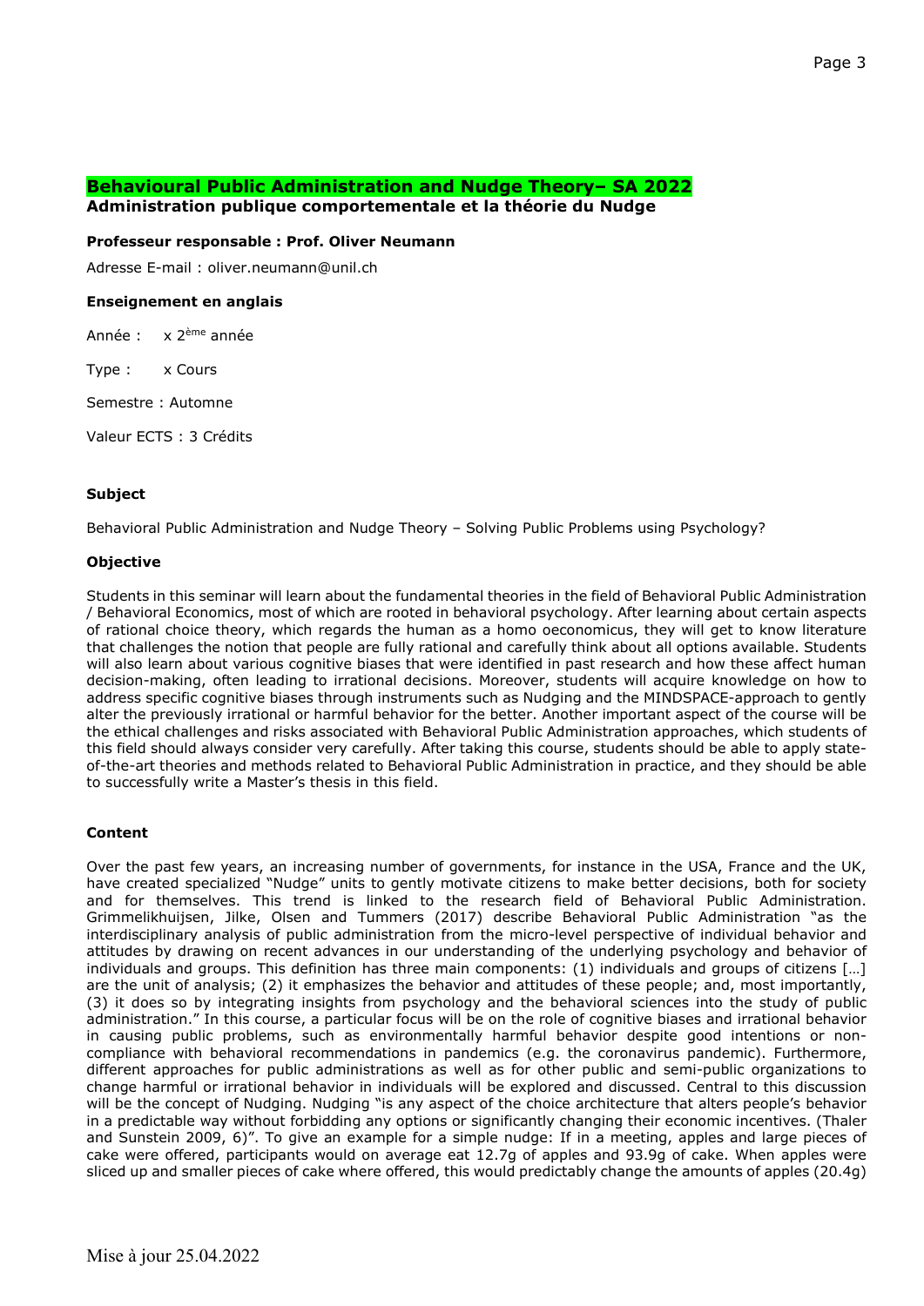## Behavioural Public Administration and Nudge Theory– SA 2022

**Administration publique comportementale et la théorie du Nudge**

**Professeur responsable : Prof. Oliver Neumann**

Adresse E-mail : oliver.neumann@unil.ch

**Enseignement en anglais**

Année : x 2ème année

Type : x Cours

Semestre : Automne

Valeur ECTS : 3 Crédits

### Subject

Behavioral Public Administration and Nudge Theory – Solving Public Problems using Psychology?

### Objective

Students in this seminar will learn about the fundamental theories in the field of Behavioral Public Administration / Behavioral Economics, most of which are rooted in behavioral psychology. After learning about certain aspects of rational choice theory, which regards the human as a homo oeconomicus, they will get to know literature that challenges the notion that people are fully rational and carefully think about all options available. Students will also learn about various cognitive biases that were identified in past research and how these affect human decision-making, often leading to irrational decisions. Moreover, students will acquire knowledge on how to address specific cognitive biases through instruments such as Nudging and the MINDSPACE-approach to gently alter the previously irrational or harmful behavior for the better. Another important aspect of the course will be the ethical challenges and risks associated with Behavioral Public Administration approaches, which students of this field should always consider very carefully. After taking this course, students should be able to apply state-of-the-art theories and methods related to Behavioral Public Administration in practice, and they should be able to successfully write a Master's thesis in this field.

### Content

Over the past few years, an increasing number of governments, for instance in the USA, France and the UK, have created specialized "Nudge" units to gently motivate citizens to make better decisions, both for society and for themselves. This trend is linked to the research field of Behavioral Public Administration. Grimmelikhuijsen, Jilke, Olsen and Tummers (2017) describe Behavioral Public Administration "as the interdisciplinary analysis of public administration from the micro-level perspective of individual behavior and attitudes by drawing on recent advances in our understanding of the underlying psychology and behavior of individuals and groups. This definition has three main components: (1) individuals and groups of citizens […] are the unit of analysis; (2) it emphasizes the behavior and attitudes of these people; and, most importantly, (3) it does so by integrating insights from psychology and the behavioral sciences into the study of public administration." In this course, a particular focus will be on the role of cognitive biases and irrational behavior in causing public problems, such as environmentally harmful behavior despite good intentions or non-compliance with behavioral recommendations in pandemics (e.g. the coronavirus pandemic). Furthermore, different approaches for public administrations as well as for other public and semi-public organizations to change harmful or irrational behavior in individuals will be explored and discussed. Central to this discussion will be the concept of Nudging. Nudging "is any aspect of the choice architecture that alters people's behavior in a predictable way without forbidding any options or significantly changing their economic incentives. (Thaler and Sunstein 2009, 6)". To give an example for a simple nudge: If in a meeting, apples and large pieces of cake were offered, participants would on average eat 12.7g of apples and 93.9g of cake. When apples were sliced up and smaller pieces of cake where offered, this would predictably change the amounts of apples (20.4g)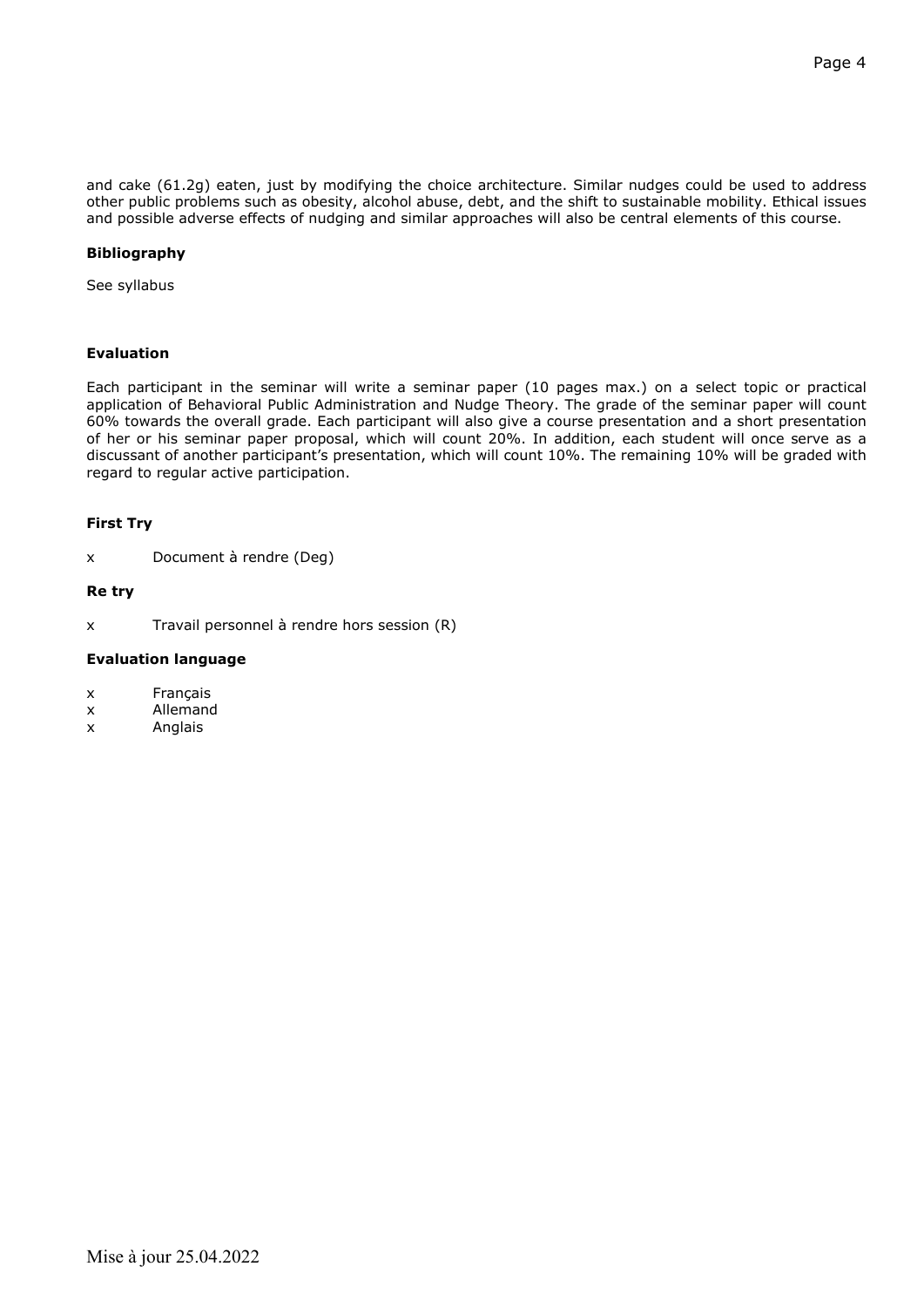and cake (61.2g) eaten, just by modifying the choice architecture. Similar nudges could be used to address other public problems such as obesity, alcohol abuse, debt, and the shift to sustainable mobility. Ethical issues and possible adverse effects of nudging and similar approaches will also be central elements of this course.

**Bibliography**

See syllabus

**Evaluation**

Each participant in the seminar will write a seminar paper (10 pages max.) on a select topic or practical application of Behavioral Public Administration and Nudge Theory. The grade of the seminar paper will count 60% towards the overall grade. Each participant will also give a course presentation and a short presentation of her or his seminar paper proposal, which will count 20%. In addition, each student will once serve as a discussant of another participant's presentation, which will count 10%. The remaining 10% will be graded with regard to regular active participation.

**First Try**

x Document à rendre (Deg)

**Re try**

x Travail personnel à rendre hors session (R)

**Evaluation language**

x Français
x Allemand
x Anglais

Mise à jour 25.04.2022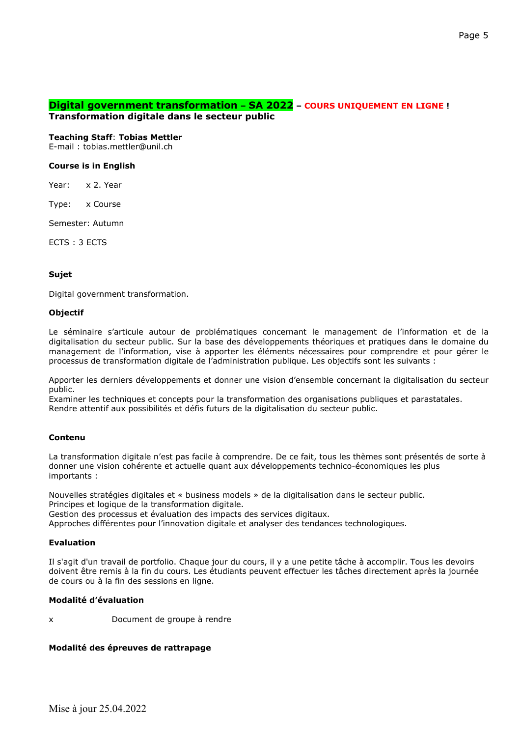## Digital government transformation – SA 2022 – COURS UNIQUEMENT EN LIGNE !
**Transformation digitale dans le secteur public**

**Teaching Staff**: **Tobias Mettler**
E-mail : tobias.mettler@unil.ch

**Course is in English**

Year: x 2. Year

Type: x Course

Semester: Autumn

ECTS : 3 ECTS

### Sujet

Digital government transformation.

### Objectif

Le séminaire s'articule autour de problématiques concernant le management de l'information et de la digitalisation du secteur public. Sur la base des développements théoriques et pratiques dans le domaine du management de l'information, vise à apporter les éléments nécessaires pour comprendre et pour gérer le processus de transformation digitale de l'administration publique. Les objectifs sont les suivants :

Apporter les derniers développements et donner une vision d'ensemble concernant la digitalisation du secteur public.
Examiner les techniques et concepts pour la transformation des organisations publiques et parastatales.
Rendre attentif aux possibilités et défis futurs de la digitalisation du secteur public.

### Contenu

La transformation digitale n'est pas facile à comprendre. De ce fait, tous les thèmes sont présentés de sorte à donner une vision cohérente et actuelle quant aux développements technico-économiques les plus importants :

Nouvelles stratégies digitales et « business models » de la digitalisation dans le secteur public.
Principes et logique de la transformation digitale.
Gestion des processus et évaluation des impacts des services digitaux.
Approches différentes pour l'innovation digitale et analyser des tendances technologiques.

### Evaluation

Il s'agit d'un travail de portfolio. Chaque jour du cours, il y a une petite tâche à accomplir. Tous les devoirs doivent être remis à la fin du cours. Les étudiants peuvent effectuer les tâches directement après la journée de cours ou à la fin des sessions en ligne.

### Modalité d'évaluation

x Document de groupe à rendre

### Modalité des épreuves de rattrapage

Mise à jour 25.04.2022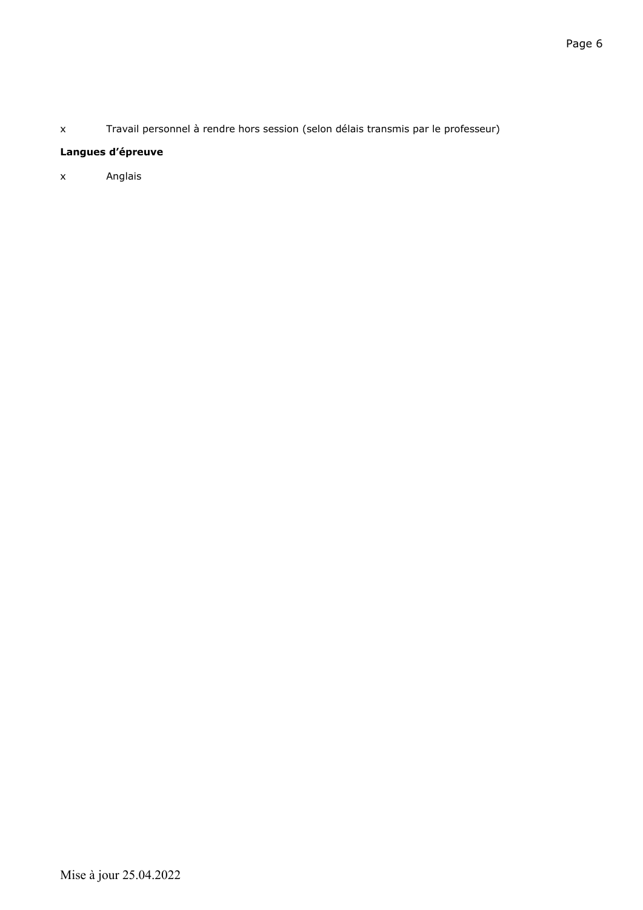x Travail personnel à rendre hors session (selon délais transmis par le professeur)

**Langues d'épreuve**

x Anglais

Mise à jour 25.04.2022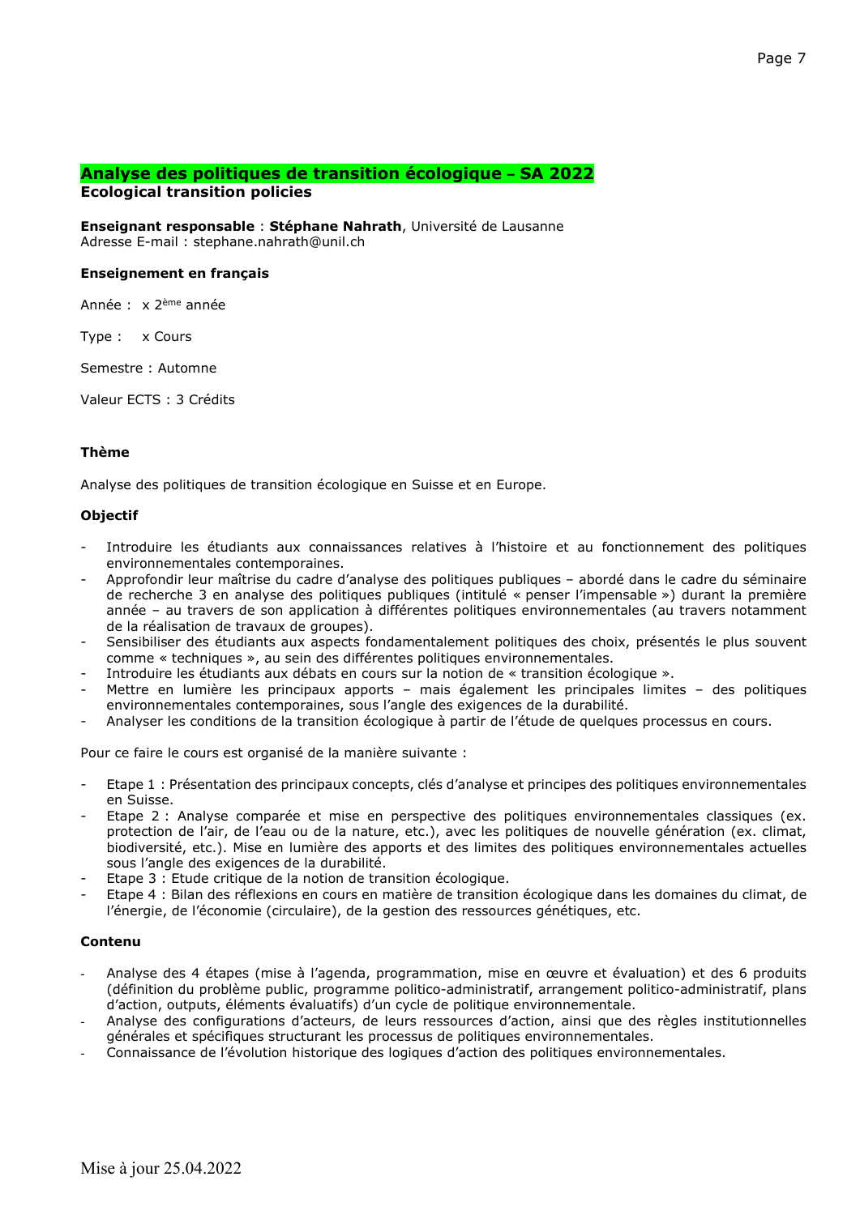## Analyse des politiques de transition écologique – SA 2022

**Ecological transition policies**

**Enseignant responsable** : **Stéphane Nahrath**, Université de Lausanne
Adresse E-mail : stephane.nahrath@unil.ch

**Enseignement en français**

Année : x 2ème année

Type : x Cours

Semestre : Automne

Valeur ECTS : 3 Crédits

### Thème

Analyse des politiques de transition écologique en Suisse et en Europe.

### Objectif

- Introduire les étudiants aux connaissances relatives à l'histoire et au fonctionnement des politiques environnementales contemporaines.
- Approfondir leur maîtrise du cadre d'analyse des politiques publiques – abordé dans le cadre du séminaire de recherche 3 en analyse des politiques publiques (intitulé « penser l'impensable ») durant la première année – au travers de son application à différentes politiques environnementales (au travers notamment de la réalisation de travaux de groupes).
- Sensibiliser des étudiants aux aspects fondamentalement politiques des choix, présentés le plus souvent comme « techniques », au sein des différentes politiques environnementales.
- Introduire les étudiants aux débats en cours sur la notion de « transition écologique ».
- Mettre en lumière les principaux apports – mais également les principales limites – des politiques environnementales contemporaines, sous l'angle des exigences de la durabilité.
- Analyser les conditions de la transition écologique à partir de l'étude de quelques processus en cours.

Pour ce faire le cours est organisé de la manière suivante :

- Etape 1 : Présentation des principaux concepts, clés d'analyse et principes des politiques environnementales en Suisse.
- Etape 2 : Analyse comparée et mise en perspective des politiques environnementales classiques (ex. protection de l'air, de l'eau ou de la nature, etc.), avec les politiques de nouvelle génération (ex. climat, biodiversité, etc.). Mise en lumière des apports et des limites des politiques environnementales actuelles sous l'angle des exigences de la durabilité.
- Etape 3 : Etude critique de la notion de transition écologique.
- Etape 4 : Bilan des réflexions en cours en matière de transition écologique dans les domaines du climat, de l'énergie, de l'économie (circulaire), de la gestion des ressources génétiques, etc.

### Contenu

- Analyse des 4 étapes (mise à l'agenda, programmation, mise en œuvre et évaluation) et des 6 produits (définition du problème public, programme politico-administratif, arrangement politico-administratif, plans d'action, outputs, éléments évaluatifs) d'un cycle de politique environnementale.
- Analyse des configurations d'acteurs, de leurs ressources d'action, ainsi que des règles institutionnelles générales et spécifiques structurant les processus de politiques environnementales.
- Connaissance de l'évolution historique des logiques d'action des politiques environnementales.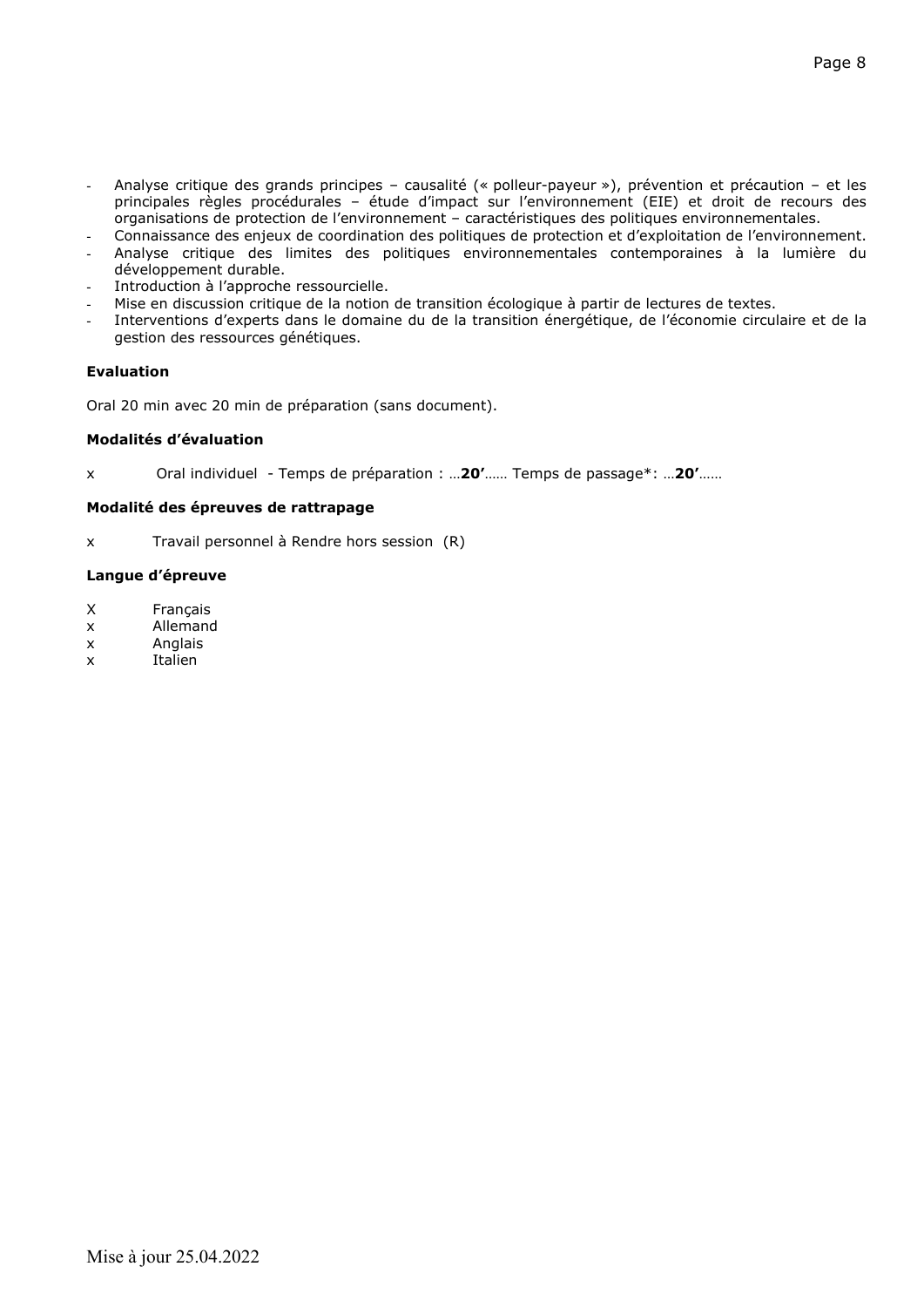- Analyse critique des grands principes – causalité (« polleur-payeur »), prévention et précaution – et les principales règles procédurales – étude d'impact sur l'environnement (EIE) et droit de recours des organisations de protection de l'environnement – caractéristiques des politiques environnementales.
- Connaissance des enjeux de coordination des politiques de protection et d'exploitation de l'environnement.
- Analyse critique des limites des politiques environnementales contemporaines à la lumière du développement durable.
- Introduction à l'approche ressourcielle.
- Mise en discussion critique de la notion de transition écologique à partir de lectures de textes.
- Interventions d'experts dans le domaine du de la transition énergétique, de l'économie circulaire et de la gestion des ressources génétiques.

**Evaluation**

Oral 20 min avec 20 min de préparation (sans document).

**Modalités d'évaluation**

x Oral individuel - Temps de préparation : …**20'**…… Temps de passage*: …**20'**……

**Modalité des épreuves de rattrapage**

x Travail personnel à Rendre hors session (R)

**Langue d'épreuve**

X Français
x Allemand
x Anglais
x Italien

Mise à jour 25.04.2022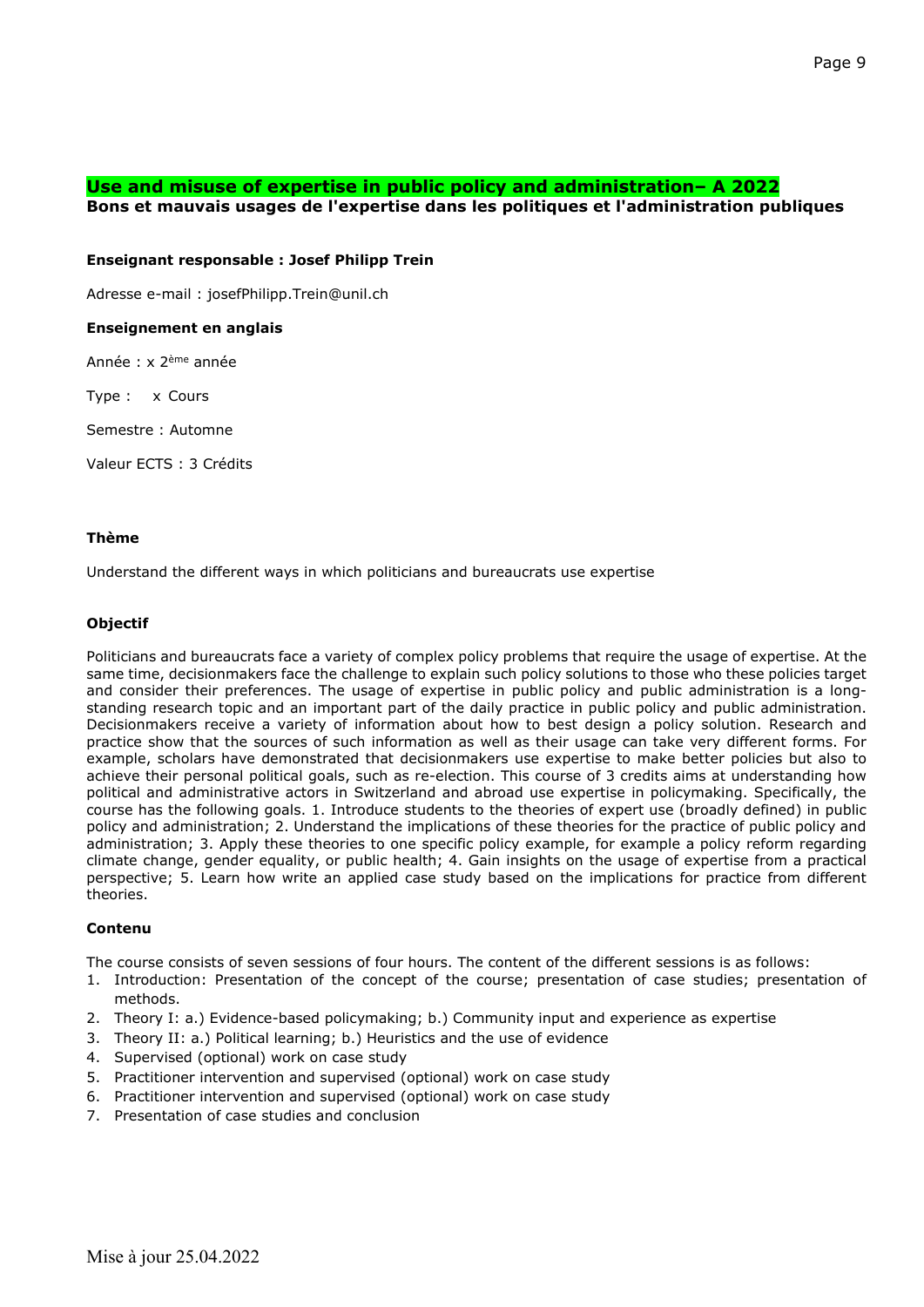## Use and misuse of expertise in public policy and administration– A 2022

**Bons et mauvais usages de l'expertise dans les politiques et l'administration publiques**

**Enseignant responsable : Josef Philipp Trein**

Adresse e-mail : josefPhilipp.Trein@unil.ch

**Enseignement en anglais**

Année : x 2ème année

Type : x Cours

Semestre : Automne

Valeur ECTS : 3 Crédits

**Thème**

Understand the different ways in which politicians and bureaucrats use expertise

**Objectif**

Politicians and bureaucrats face a variety of complex policy problems that require the usage of expertise. At the same time, decisionmakers face the challenge to explain such policy solutions to those who these policies target and consider their preferences. The usage of expertise in public policy and public administration is a long-standing research topic and an important part of the daily practice in public policy and public administration. Decisionmakers receive a variety of information about how to best design a policy solution. Research and practice show that the sources of such information as well as their usage can take very different forms. For example, scholars have demonstrated that decisionmakers use expertise to make better policies but also to achieve their personal political goals, such as re-election. This course of 3 credits aims at understanding how political and administrative actors in Switzerland and abroad use expertise in policymaking. Specifically, the course has the following goals. 1. Introduce students to the theories of expert use (broadly defined) in public policy and administration; 2. Understand the implications of these theories for the practice of public policy and administration; 3. Apply these theories to one specific policy example, for example a policy reform regarding climate change, gender equality, or public health; 4. Gain insights on the usage of expertise from a practical perspective; 5. Learn how write an applied case study based on the implications for practice from different theories.

**Contenu**

The course consists of seven sessions of four hours. The content of the different sessions is as follows:

1. Introduction: Presentation of the concept of the course; presentation of case studies; presentation of methods.
2. Theory I: a.) Evidence-based policymaking; b.) Community input and experience as expertise
3. Theory II: a.) Political learning; b.) Heuristics and the use of evidence
4. Supervised (optional) work on case study
5. Practitioner intervention and supervised (optional) work on case study
6. Practitioner intervention and supervised (optional) work on case study
7. Presentation of case studies and conclusion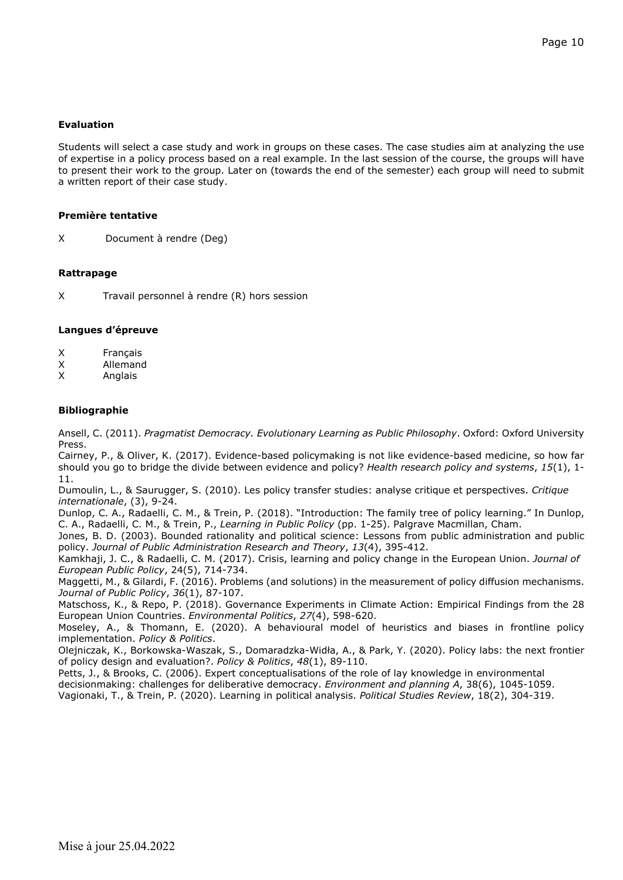**Evaluation**

Students will select a case study and work in groups on these cases. The case studies aim at analyzing the use of expertise in a policy process based on a real example. In the last session of the course, the groups will have to present their work to the group. Later on (towards the end of the semester) each group will need to submit a written report of their case study.

**Première tentative**

X Document à rendre (Deg)

**Rattrapage**

X Travail personnel à rendre (R) hors session

**Langues d'épreuve**

X Français
X Allemand
X Anglais

**Bibliographie**

Ansell, C. (2011). *Pragmatist Democracy. Evolutionary Learning as Public Philosophy*. Oxford: Oxford University Press.
Cairney, P., & Oliver, K. (2017). Evidence-based policymaking is not like evidence-based medicine, so how far should you go to bridge the divide between evidence and policy? *Health research policy and systems*, *15*(1), 1-11.
Dumoulin, L., & Saurugger, S. (2010). Les policy transfer studies: analyse critique et perspectives. *Critique internationale*, (3), 9-24.
Dunlop, C. A., Radaelli, C. M., & Trein, P. (2018). "Introduction: The family tree of policy learning." In Dunlop, C. A., Radaelli, C. M., & Trein, P., *Learning in Public Policy* (pp. 1-25). Palgrave Macmillan, Cham.
Jones, B. D. (2003). Bounded rationality and political science: Lessons from public administration and public policy. *Journal of Public Administration Research and Theory*, *13*(4), 395-412.
Kamkhaji, J. C., & Radaelli, C. M. (2017). Crisis, learning and policy change in the European Union. *Journal of European Public Policy*, 24(5), 714-734.
Maggetti, M., & Gilardi, F. (2016). Problems (and solutions) in the measurement of policy diffusion mechanisms. *Journal of Public Policy*, *36*(1), 87-107.
Matschoss, K., & Repo, P. (2018). Governance Experiments in Climate Action: Empirical Findings from the 28 European Union Countries. *Environmental Politics*, *27*(4), 598-620.
Moseley, A., & Thomann, E. (2020). A behavioural model of heuristics and biases in frontline policy implementation. *Policy & Politics*.
Olejniczak, K., Borkowska-Waszak, S., Domaradzka-Widła, A., & Park, Y. (2020). Policy labs: the next frontier of policy design and evaluation?. *Policy & Politics*, *48*(1), 89-110.
Petts, J., & Brooks, C. (2006). Expert conceptualisations of the role of lay knowledge in environmental decisionmaking: challenges for deliberative democracy. *Environment and planning A*, 38(6), 1045-1059.
Vagionaki, T., & Trein, P. (2020). Learning in political analysis. *Political Studies Review*, 18(2), 304-319.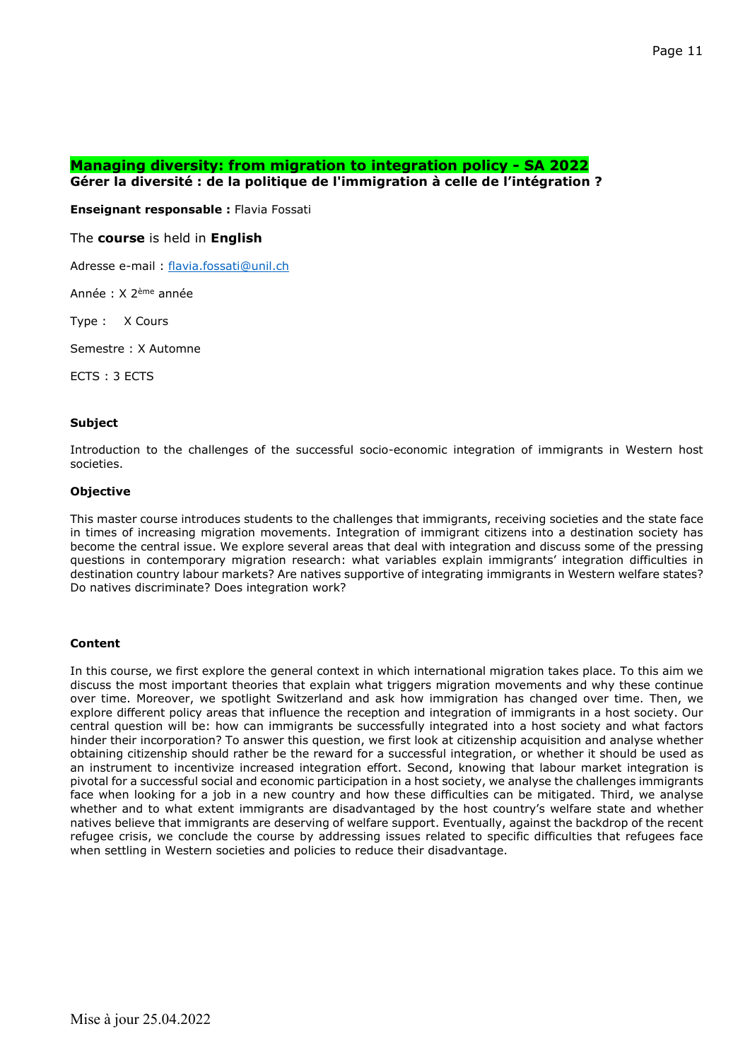## Managing diversity: from migration to integration policy - SA 2022

**Gérer la diversité : de la politique de l'immigration à celle de l'intégration ?**

**Enseignant responsable :** Flavia Fossati

The **course** is held in **English**

Adresse e-mail : flavia.fossati@unil.ch

Année : X 2ème année

Type : X Cours

Semestre : X Automne

ECTS : 3 ECTS

**Subject**

Introduction to the challenges of the successful socio-economic integration of immigrants in Western host societies.

**Objective**

This master course introduces students to the challenges that immigrants, receiving societies and the state face in times of increasing migration movements. Integration of immigrant citizens into a destination society has become the central issue. We explore several areas that deal with integration and discuss some of the pressing questions in contemporary migration research: what variables explain immigrants' integration difficulties in destination country labour markets? Are natives supportive of integrating immigrants in Western welfare states? Do natives discriminate? Does integration work?

**Content**

In this course, we first explore the general context in which international migration takes place. To this aim we discuss the most important theories that explain what triggers migration movements and why these continue over time. Moreover, we spotlight Switzerland and ask how immigration has changed over time. Then, we explore different policy areas that influence the reception and integration of immigrants in a host society. Our central question will be: how can immigrants be successfully integrated into a host society and what factors hinder their incorporation? To answer this question, we first look at citizenship acquisition and analyse whether obtaining citizenship should rather be the reward for a successful integration, or whether it should be used as an instrument to incentivize increased integration effort. Second, knowing that labour market integration is pivotal for a successful social and economic participation in a host society, we analyse the challenges immigrants face when looking for a job in a new country and how these difficulties can be mitigated. Third, we analyse whether and to what extent immigrants are disadvantaged by the host country's welfare state and whether natives believe that immigrants are deserving of welfare support. Eventually, against the backdrop of the recent refugee crisis, we conclude the course by addressing issues related to specific difficulties that refugees face when settling in Western societies and policies to reduce their disadvantage.

Mise à jour 25.04.2022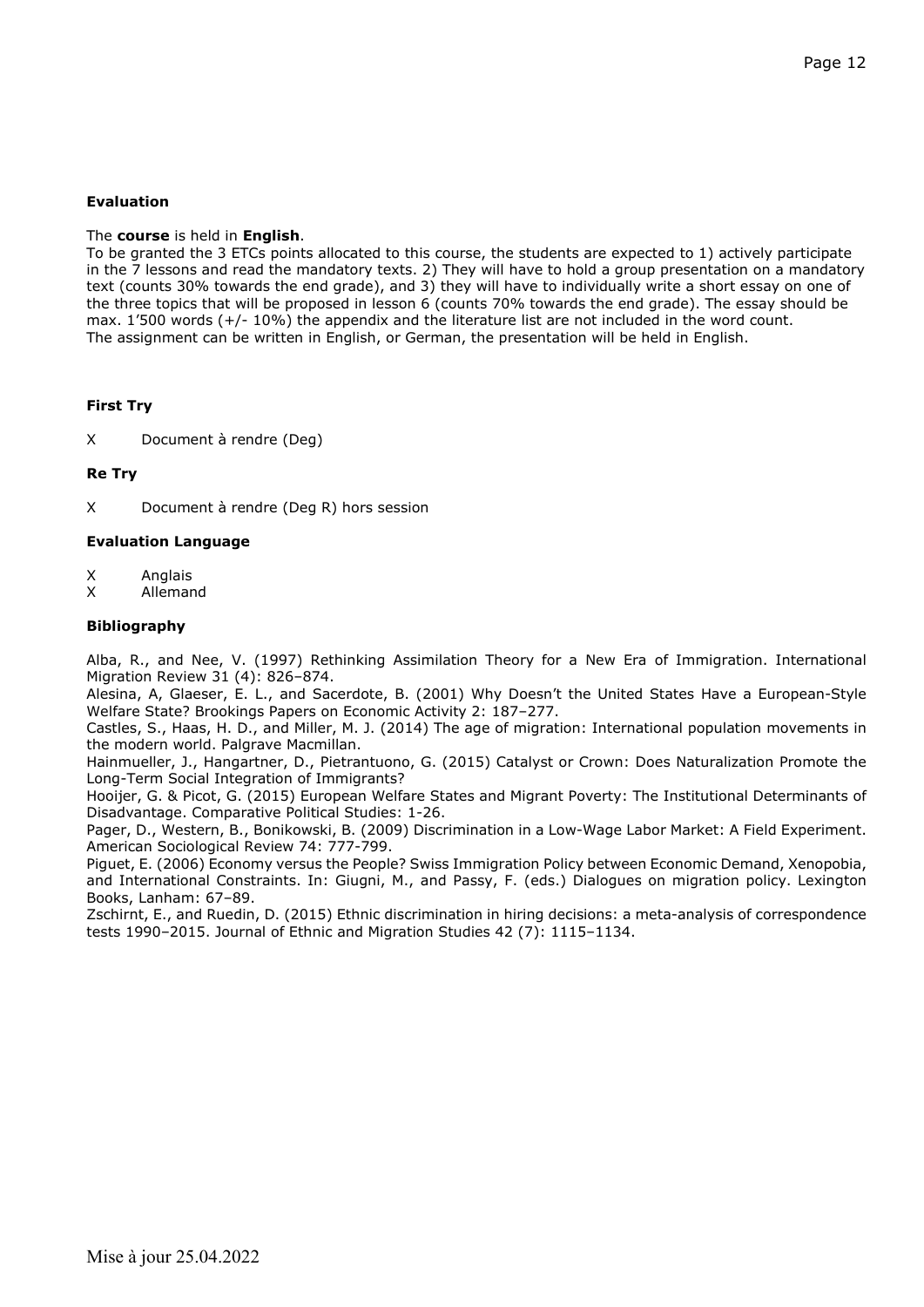**Evaluation**

The **course** is held in **English**.
To be granted the 3 ETCs points allocated to this course, the students are expected to 1) actively participate in the 7 lessons and read the mandatory texts. 2) They will have to hold a group presentation on a mandatory text (counts 30% towards the end grade), and 3) they will have to individually write a short essay on one of the three topics that will be proposed in lesson 6 (counts 70% towards the end grade). The essay should be max. 1'500 words (+/- 10%) the appendix and the literature list are not included in the word count.
The assignment can be written in English, or German, the presentation will be held in English.

**First Try**

X Document à rendre (Deg)

**Re Try**

X Document à rendre (Deg R) hors session

**Evaluation Language**

X Anglais
X Allemand

**Bibliography**

Alba, R., and Nee, V. (1997) Rethinking Assimilation Theory for a New Era of Immigration. International Migration Review 31 (4): 826–874.
Alesina, A, Glaeser, E. L., and Sacerdote, B. (2001) Why Doesn't the United States Have a European-Style Welfare State? Brookings Papers on Economic Activity 2: 187–277.
Castles, S., Haas, H. D., and Miller, M. J. (2014) The age of migration: International population movements in the modern world. Palgrave Macmillan.
Hainmueller, J., Hangartner, D., Pietrantuono, G. (2015) Catalyst or Crown: Does Naturalization Promote the Long-Term Social Integration of Immigrants?
Hooijer, G. & Picot, G. (2015) European Welfare States and Migrant Poverty: The Institutional Determinants of Disadvantage. Comparative Political Studies: 1-26.
Pager, D., Western, B., Bonikowski, B. (2009) Discrimination in a Low-Wage Labor Market: A Field Experiment. American Sociological Review 74: 777-799.
Piguet, E. (2006) Economy versus the People? Swiss Immigration Policy between Economic Demand, Xenopobia, and International Constraints. In: Giugni, M., and Passy, F. (eds.) Dialogues on migration policy. Lexington Books, Lanham: 67–89.
Zschirnt, E., and Ruedin, D. (2015) Ethnic discrimination in hiring decisions: a meta-analysis of correspondence tests 1990–2015. Journal of Ethnic and Migration Studies 42 (7): 1115–1134.